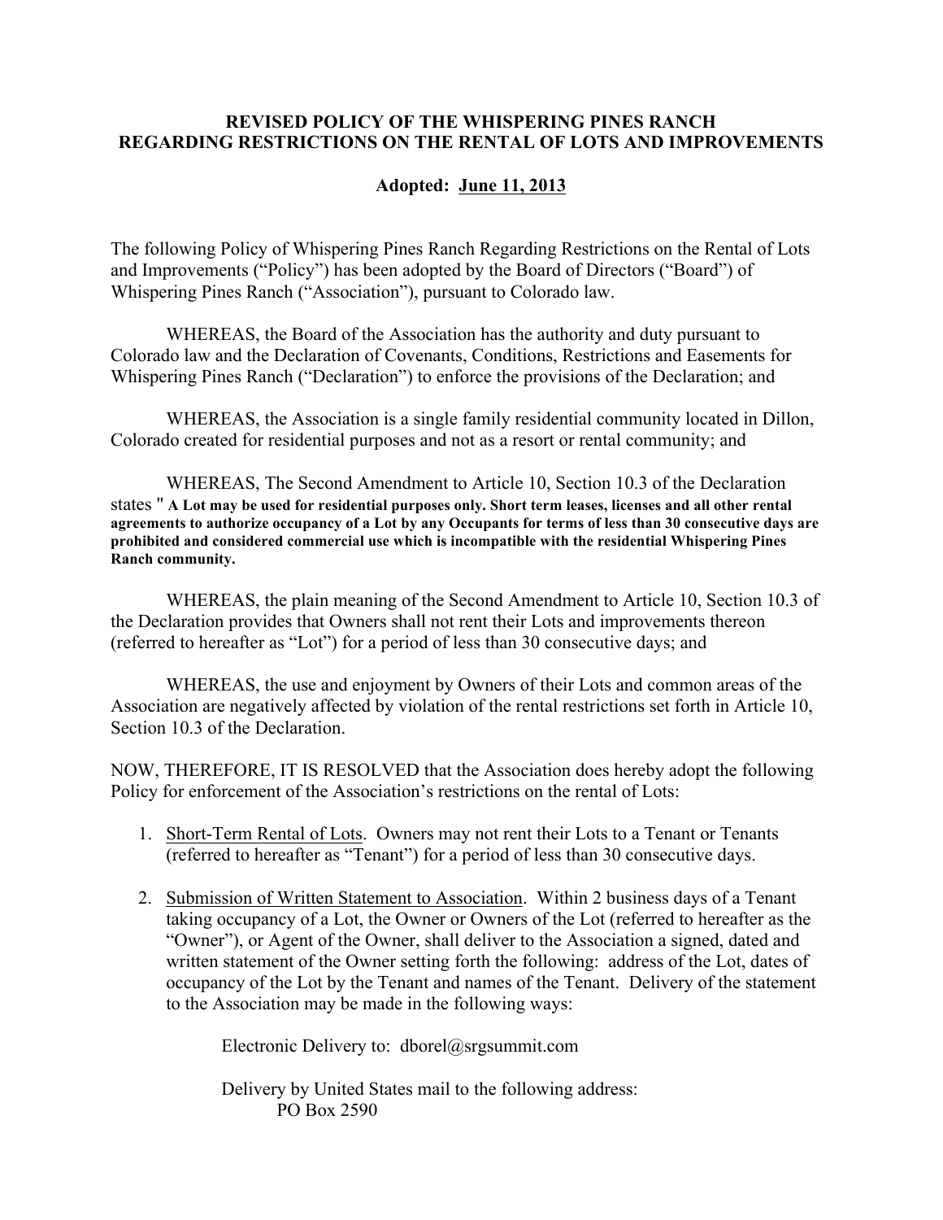**REVISED POLICY OF THE WHISPERING PINES RANCH**
**REGARDING RESTRICTIONS ON THE RENTAL OF LOTS AND IMPROVEMENTS**

**Adopted: June 11, 2013**

The following Policy of Whispering Pines Ranch Regarding Restrictions on the Rental of Lots and Improvements ("Policy") has been adopted by the Board of Directors ("Board") of Whispering Pines Ranch ("Association"), pursuant to Colorado law.

WHEREAS, the Board of the Association has the authority and duty pursuant to Colorado law and the Declaration of Covenants, Conditions, Restrictions and Easements for Whispering Pines Ranch ("Declaration") to enforce the provisions of the Declaration; and

WHEREAS, the Association is a single family residential community located in Dillon, Colorado created for residential purposes and not as a resort or rental community; and

WHEREAS, The Second Amendment to Article 10, Section 10.3 of the Declaration states " **A Lot may be used for residential purposes only. Short term leases, licenses and all other rental agreements to authorize occupancy of a Lot by any Occupants for terms of less than 30 consecutive days are prohibited and considered commercial use which is incompatible with the residential Whispering Pines Ranch community.**

WHEREAS, the plain meaning of the Second Amendment to Article 10, Section 10.3 of the Declaration provides that Owners shall not rent their Lots and improvements thereon (referred to hereafter as "Lot") for a period of less than 30 consecutive days; and

WHEREAS, the use and enjoyment by Owners of their Lots and common areas of the Association are negatively affected by violation of the rental restrictions set forth in Article 10, Section 10.3 of the Declaration.

NOW, THEREFORE, IT IS RESOLVED that the Association does hereby adopt the following Policy for enforcement of the Association's restrictions on the rental of Lots:

1. Short-Term Rental of Lots. Owners may not rent their Lots to a Tenant or Tenants (referred to hereafter as "Tenant") for a period of less than 30 consecutive days.

2. Submission of Written Statement to Association. Within 2 business days of a Tenant taking occupancy of a Lot, the Owner or Owners of the Lot (referred to hereafter as the "Owner"), or Agent of the Owner, shall deliver to the Association a signed, dated and written statement of the Owner setting forth the following: address of the Lot, dates of occupancy of the Lot by the Tenant and names of the Tenant. Delivery of the statement to the Association may be made in the following ways:

   Electronic Delivery to: dborel@srgsummit.com

   Delivery by United States mail to the following address:
   PO Box 2590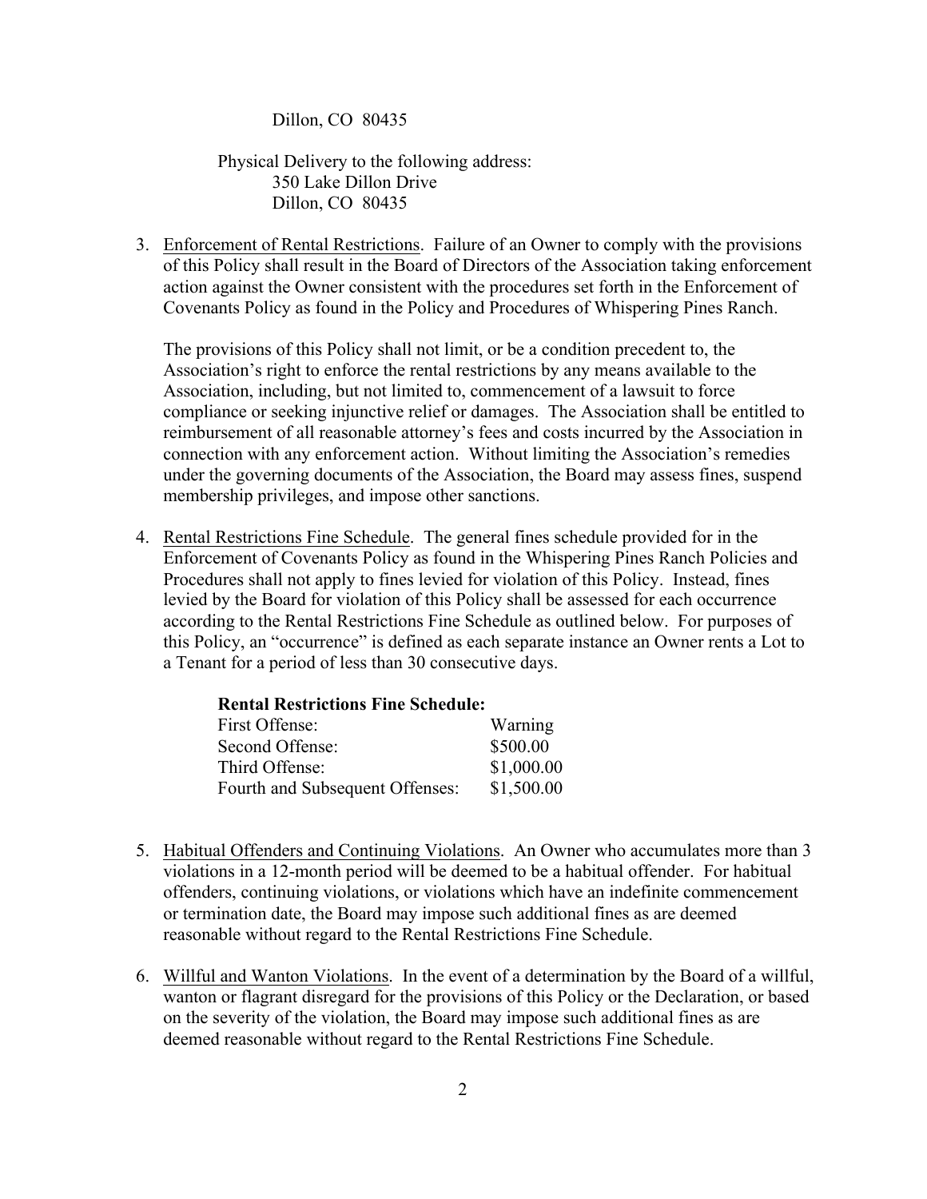Dillon, CO 80435

Physical Delivery to the following address:
350 Lake Dillon Drive
Dillon, CO 80435

3. Enforcement of Rental Restrictions. Failure of an Owner to comply with the provisions of this Policy shall result in the Board of Directors of the Association taking enforcement action against the Owner consistent with the procedures set forth in the Enforcement of Covenants Policy as found in the Policy and Procedures of Whispering Pines Ranch.

   The provisions of this Policy shall not limit, or be a condition precedent to, the Association's right to enforce the rental restrictions by any means available to the Association, including, but not limited to, commencement of a lawsuit to force compliance or seeking injunctive relief or damages. The Association shall be entitled to reimbursement of all reasonable attorney's fees and costs incurred by the Association in connection with any enforcement action. Without limiting the Association's remedies under the governing documents of the Association, the Board may assess fines, suspend membership privileges, and impose other sanctions.

4. Rental Restrictions Fine Schedule. The general fines schedule provided for in the Enforcement of Covenants Policy as found in the Whispering Pines Ranch Policies and Procedures shall not apply to fines levied for violation of this Policy. Instead, fines levied by the Board for violation of this Policy shall be assessed for each occurrence according to the Rental Restrictions Fine Schedule as outlined below. For purposes of this Policy, an "occurrence" is defined as each separate instance an Owner rents a Lot to a Tenant for a period of less than 30 consecutive days.

   **Rental Restrictions Fine Schedule:**

   | Offense | Fine |
   | --- | --- |
   | First Offense: | Warning |
   | Second Offense: | \$500.00 |
   | Third Offense: | \$1,000.00 |
   | Fourth and Subsequent Offenses: | \$1,500.00 |

5. Habitual Offenders and Continuing Violations. An Owner who accumulates more than 3 violations in a 12-month period will be deemed to be a habitual offender. For habitual offenders, continuing violations, or violations which have an indefinite commencement or termination date, the Board may impose such additional fines as are deemed reasonable without regard to the Rental Restrictions Fine Schedule.

6. Willful and Wanton Violations. In the event of a determination by the Board of a willful, wanton or flagrant disregard for the provisions of this Policy or the Declaration, or based on the severity of the violation, the Board may impose such additional fines as are deemed reasonable without regard to the Rental Restrictions Fine Schedule.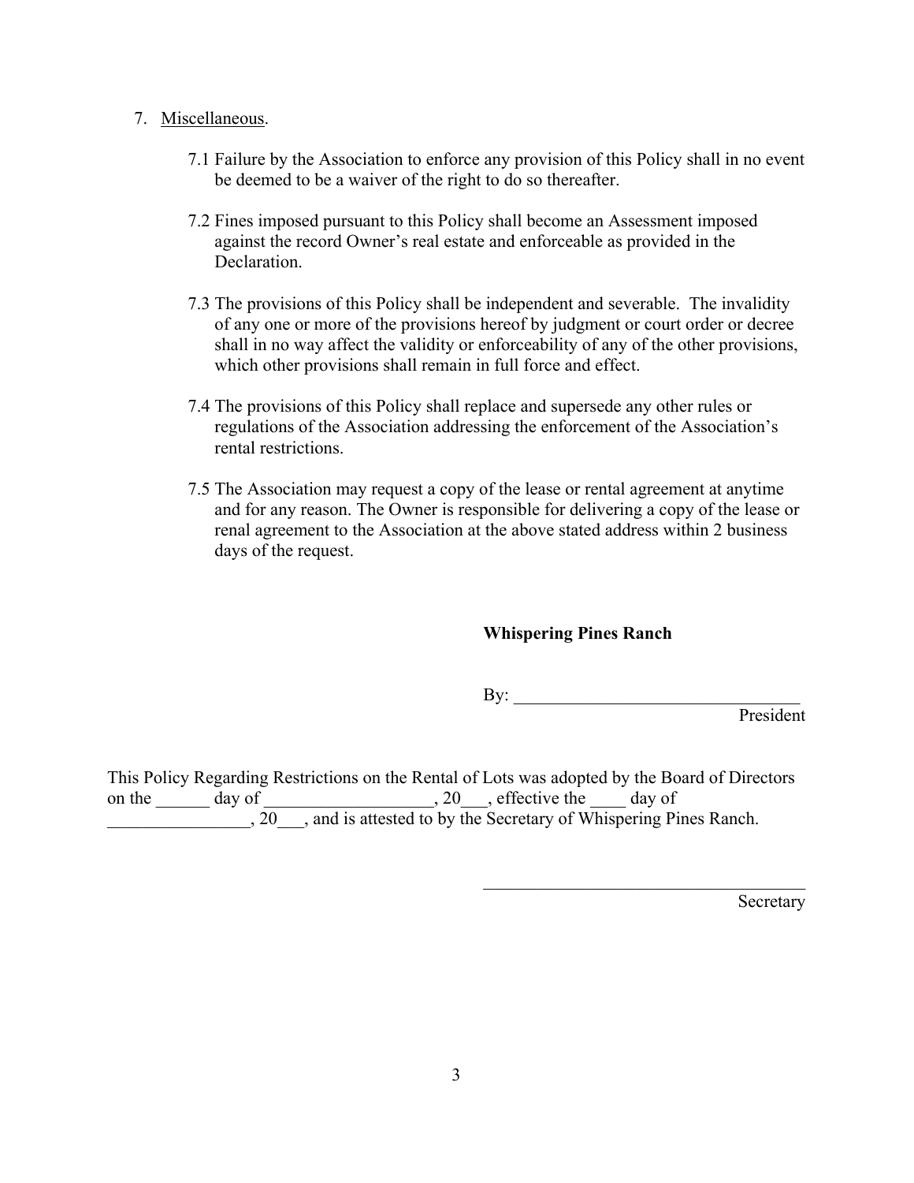7. Miscellaneous.

7.1 Failure by the Association to enforce any provision of this Policy shall in no event be deemed to be a waiver of the right to do so thereafter.

7.2 Fines imposed pursuant to this Policy shall become an Assessment imposed against the record Owner's real estate and enforceable as provided in the Declaration.

7.3 The provisions of this Policy shall be independent and severable. The invalidity of any one or more of the provisions hereof by judgment or court order or decree shall in no way affect the validity or enforceability of any of the other provisions, which other provisions shall remain in full force and effect.

7.4 The provisions of this Policy shall replace and supersede any other rules or regulations of the Association addressing the enforcement of the Association's rental restrictions.

7.5 The Association may request a copy of the lease or rental agreement at anytime and for any reason. The Owner is responsible for delivering a copy of the lease or renal agreement to the Association at the above stated address within 2 business days of the request.

**Whispering Pines Ranch**

By: ________________________________
President

This Policy Regarding Restrictions on the Rental of Lots was adopted by the Board of Directors on the ______ day of ___________________, 20___, effective the ____ day of ________________, 20___, and is attested to by the Secretary of Whispering Pines Ranch.

_____________________________________
Secretary